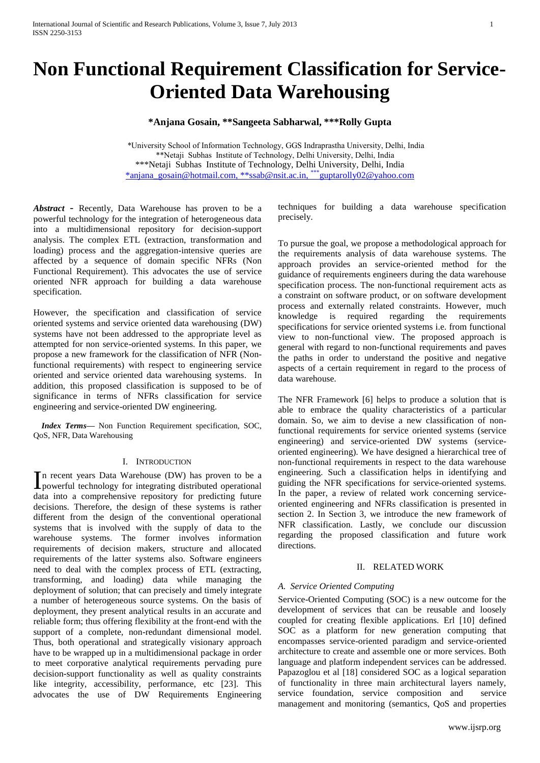# Non Functional Requirement Classification for Service-Oriented Data Warehousing

**\*Anjana Gosain, \*\*Sangeeta Sabharwal, \*\*\*Rolly Gupta**

\*University School of Information Technology, GGS Indraprastha University, Delhi, India
\*\*Netaji Subhas Institute of Technology, Delhi University, Delhi, India
\*\*\*Netaji Subhas Institute of Technology, Delhi University, Delhi, India
\*anjana_gosain@hotmail.com, \*\*ssab@nsit.ac.in, \*\*\*guptarolly02@yahoo.com

***Abstract*** - Recently, Data Warehouse has proven to be a powerful technology for the integration of heterogeneous data into a multidimensional repository for decision-support analysis. The complex ETL (extraction, transformation and loading) process and the aggregation-intensive queries are affected by a sequence of domain specific NFRs (Non Functional Requirement). This advocates the use of service oriented NFR approach for building a data warehouse specification.

However, the specification and classification of service oriented systems and service oriented data warehousing (DW) systems have not been addressed to the appropriate level as attempted for non service-oriented systems. In this paper, we propose a new framework for the classification of NFR (Non-functional requirements) with respect to engineering service oriented and service oriented data warehousing systems. In addition, this proposed classification is supposed to be of significance in terms of NFRs classification for service engineering and service-oriented DW engineering.

***Index Terms***— Non Function Requirement specification, SOC, QoS, NFR, Data Warehousing

## I. Introduction

In recent years Data Warehouse (DW) has proven to be a powerful technology for integrating distributed operational data into a comprehensive repository for predicting future decisions. Therefore, the design of these systems is rather different from the design of the conventional operational systems that is involved with the supply of data to the warehouse systems. The former involves information requirements of decision makers, structure and allocated requirements of the latter systems also. Software engineers need to deal with the complex process of ETL (extracting, transforming, and loading) data while managing the deployment of solution; that can precisely and timely integrate a number of heterogeneous source systems. On the basis of deployment, they present analytical results in an accurate and reliable form; thus offering flexibility at the front-end with the support of a complete, non-redundant dimensional model. Thus, both operational and strategically visionary approach have to be wrapped up in a multidimensional package in order to meet corporative analytical requirements pervading pure decision-support functionality as well as quality constraints like integrity, accessibility, performance, etc [23]. This advocates the use of DW Requirements Engineering techniques for building a data warehouse specification precisely.

To pursue the goal, we propose a methodological approach for the requirements analysis of data warehouse systems. The approach provides an service-oriented method for the guidance of requirements engineers during the data warehouse specification process. The non-functional requirement acts as a constraint on software product, or on software development process and externally related constraints. However, much knowledge is required regarding the requirements specifications for service oriented systems i.e. from functional view to non-functional view. The proposed approach is general with regard to non-functional requirements and paves the paths in order to understand the positive and negative aspects of a certain requirement in regard to the process of data warehouse.

The NFR Framework [6] helps to produce a solution that is able to embrace the quality characteristics of a particular domain. So, we aim to devise a new classification of non-functional requirements for service oriented systems (service engineering) and service-oriented DW systems (service-oriented engineering). We have designed a hierarchical tree of non-functional requirements in respect to the data warehouse engineering. Such a classification helps in identifying and guiding the NFR specifications for service-oriented systems. In the paper, a review of related work concerning service-oriented engineering and NFRs classification is presented in section 2. In Section 3, we introduce the new framework of NFR classification. Lastly, we conclude our discussion regarding the proposed classification and future work directions.

## II. Related Work

### *A. Service Oriented Computing*

Service-Oriented Computing (SOC) is a new outcome for the development of services that can be reusable and loosely coupled for creating flexible applications. Erl [10] defined SOC as a platform for new generation computing that encompasses service-oriented paradigm and service-oriented architecture to create and assemble one or more services. Both language and platform independent services can be addressed. Papazoglou et al [18] considered SOC as a logical separation of functionality in three main architectural layers namely, service foundation, service composition and service management and monitoring (semantics, QoS and properties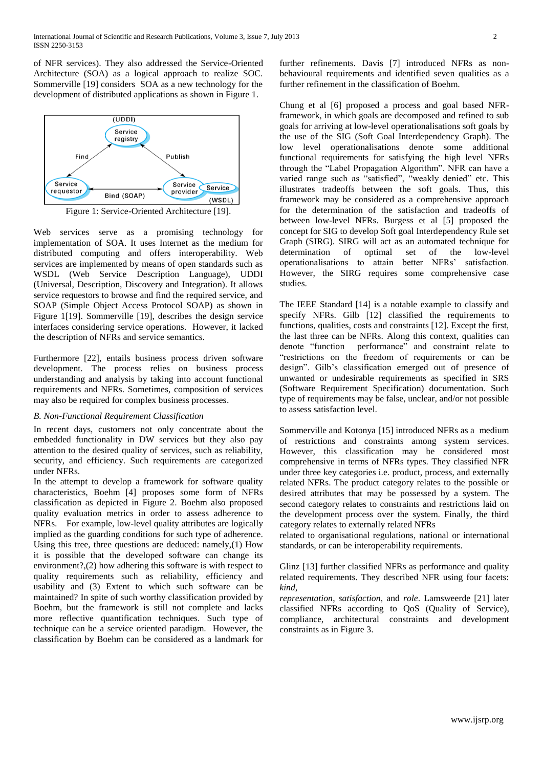of NFR services). They also addressed the Service-Oriented Architecture (SOA) as a logical approach to realize SOC. Sommerville [19] considers SOA as a new technology for the development of distributed applications as shown in Figure 1.

(UDDI)
Service registry
Find
Publish
Service requestor
Bind (SOAP)
Service provider
Service
(WSDL)

Figure 1: Service-Oriented Architecture [19].

Web services serve as a promising technology for implementation of SOA. It uses Internet as the medium for distributed computing and offers interoperability. Web services are implemented by means of open standards such as WSDL (Web Service Description Language), UDDI (Universal, Description, Discovery and Integration). It allows service requestors to browse and find the required service, and SOAP (Simple Object Access Protocol SOAP) as shown in Figure 1[19]. Sommerville [19], describes the design service interfaces considering service operations. However, it lacked the description of NFRs and service semantics.

Furthermore [22], entails business process driven software development. The process relies on business process understanding and analysis by taking into account functional requirements and NFRs. Sometimes, composition of services may also be required for complex business processes.

### *B. Non-Functional Requirement Classification*

In recent days, customers not only concentrate about the embedded functionality in DW services but they also pay attention to the desired quality of services, such as reliability, security, and efficiency. Such requirements are categorized under NFRs.

In the attempt to develop a framework for software quality characteristics, Boehm [4] proposes some form of NFRs classification as depicted in Figure 2. Boehm also proposed quality evaluation metrics in order to assess adherence to NFRs. For example, low-level quality attributes are logically implied as the guarding conditions for such type of adherence. Using this tree, three questions are deduced: namely,(1) How it is possible that the developed software can change its environment?,(2) how adhering this software is with respect to quality requirements such as reliability, efficiency and usability and (3) Extent to which such software can be maintained? In spite of such worthy classification provided by Boehm, but the framework is still not complete and lacks more reflective quantification techniques. Such type of technique can be a service oriented paradigm. However, the classification by Boehm can be considered as a landmark for further refinements. Davis [7] introduced NFRs as non-behavioural requirements and identified seven qualities as a further refinement in the classification of Boehm.

Chung et al [6] proposed a process and goal based NFR-framework, in which goals are decomposed and refined to sub goals for arriving at low-level operationalisations soft goals by the use of the SIG (Soft Goal Interdependency Graph). The low level operationalisations denote some additional functional requirements for satisfying the high level NFRs through the "Label Propagation Algorithm". NFR can have a varied range such as "satisfied", "weakly denied" etc. This illustrates tradeoffs between the soft goals. Thus, this framework may be considered as a comprehensive approach for the determination of the satisfaction and tradeoffs of between low-level NFRs. Burgess et al [5] proposed the concept for SIG to develop Soft goal Interdependency Rule set Graph (SIRG). SIRG will act as an automated technique for determination of optimal set of the low-level operationalisations to attain better NFRs' satisfaction. However, the SIRG requires some comprehensive case studies.

The IEEE Standard [14] is a notable example to classify and specify NFRs. Gilb [12] classified the requirements to functions, qualities, costs and constraints [12]. Except the first, the last three can be NFRs. Along this context, qualities can denote "function performance" and constraint relate to "restrictions on the freedom of requirements or can be design". Gilb's classification emerged out of presence of unwanted or undesirable requirements as specified in SRS (Software Requirement Specification) documentation. Such type of requirements may be false, unclear, and/or not possible to assess satisfaction level.

Sommerville and Kotonya [15] introduced NFRs as a medium of restrictions and constraints among system services. However, this classification may be considered most comprehensive in terms of NFRs types. They classified NFR under three key categories i.e. product, process, and externally related NFRs. The product category relates to the possible or desired attributes that may be possessed by a system. The second category relates to constraints and restrictions laid on the development process over the system. Finally, the third category relates to externally related NFRs related to organisational regulations, national or international standards, or can be interoperability requirements.

Glinz [13] further classified NFRs as performance and quality related requirements. They described NFR using four facets: *kind*, *representation*, *satisfaction*, and *role*. Lamsweerde [21] later classified NFRs according to QoS (Quality of Service), compliance, architectural constraints and development constraints as in Figure 3.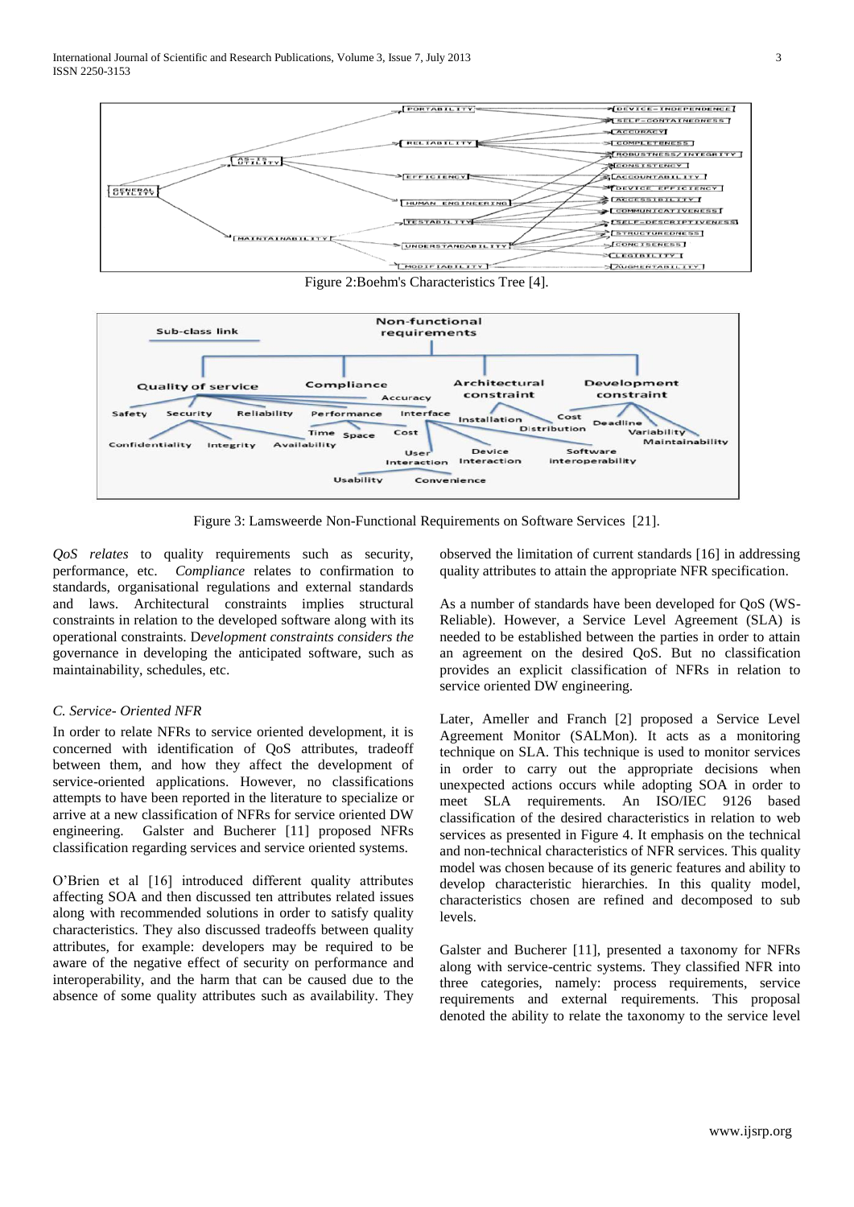GENERAL UTILITY
AS-IS UTILITY
MAINTAINABILITY
PORTABILITY
RELIABILITY
EFFICIENCY
HUMAN ENGINEERING
TESTABILITY
UNDERSTANDABILITY
MODIFIABILITY
DEVICE-INDEPENDENCE
SELF-CONTAINEDNESS
ACCURACY
COMPLETENESS
ROBUSTNESS/INTEGRITY
CONSISTENCY
ACCOUNTABILITY
DEVICE EFFICIENCY
ACCESSIBILITY
COMMUNICATIVENESS
SELF-DESCRIPTIVENESS
STRUCTUREDNESS
CONCISENESS
LEGIBILITY
AUGMENTABILITY

Figure 2:Boehm's Characteristics Tree [4].

Sub-class link
Non-functional requirements
Quality of service
Compliance
Architectural constraint
Development constraint
Accuracy
Safety
Security
Reliability
Performance
Interface
Installation
Cost
Distribution
Deadline
Variability
Maintainability
Confidentiality
Integrity
Availability
Time
Space
Cost
User Interaction
Device Interaction
Software interoperability
Usability
Convenience

Figure 3: Lamsweerde Non-Functional Requirements on Software Services [21].

*QoS relates* to quality requirements such as security, performance, etc. *Compliance* relates to confirmation to standards, organisational regulations and external standards and laws. Architectural constraints implies structural constraints in relation to the developed software along with its operational constraints. D*evelopment constraints considers the* governance in developing the anticipated software, such as maintainability, schedules, etc.

### *C. Service- Oriented NFR*

In order to relate NFRs to service oriented development, it is concerned with identification of QoS attributes, tradeoff between them, and how they affect the development of service-oriented applications. However, no classifications attempts to have been reported in the literature to specialize or arrive at a new classification of NFRs for service oriented DW engineering. Galster and Bucherer [11] proposed NFRs classification regarding services and service oriented systems.

O'Brien et al [16] introduced different quality attributes affecting SOA and then discussed ten attributes related issues along with recommended solutions in order to satisfy quality characteristics. They also discussed tradeoffs between quality attributes, for example: developers may be required to be aware of the negative effect of security on performance and interoperability, and the harm that can be caused due to the absence of some quality attributes such as availability. They observed the limitation of current standards [16] in addressing quality attributes to attain the appropriate NFR specification.

As a number of standards have been developed for QoS (WS-Reliable). However, a Service Level Agreement (SLA) is needed to be established between the parties in order to attain an agreement on the desired QoS. But no classification provides an explicit classification of NFRs in relation to service oriented DW engineering.

Later, Ameller and Franch [2] proposed a Service Level Agreement Monitor (SALMon). It acts as a monitoring technique on SLA. This technique is used to monitor services in order to carry out the appropriate decisions when unexpected actions occurs while adopting SOA in order to meet SLA requirements. An ISO/IEC 9126 based classification of the desired characteristics in relation to web services as presented in Figure 4. It emphasis on the technical and non-technical characteristics of NFR services. This quality model was chosen because of its generic features and ability to develop characteristic hierarchies. In this quality model, characteristics chosen are refined and decomposed to sub levels.

Galster and Bucherer [11], presented a taxonomy for NFRs along with service-centric systems. They classified NFR into three categories, namely: process requirements, service requirements and external requirements. This proposal denoted the ability to relate the taxonomy to the service level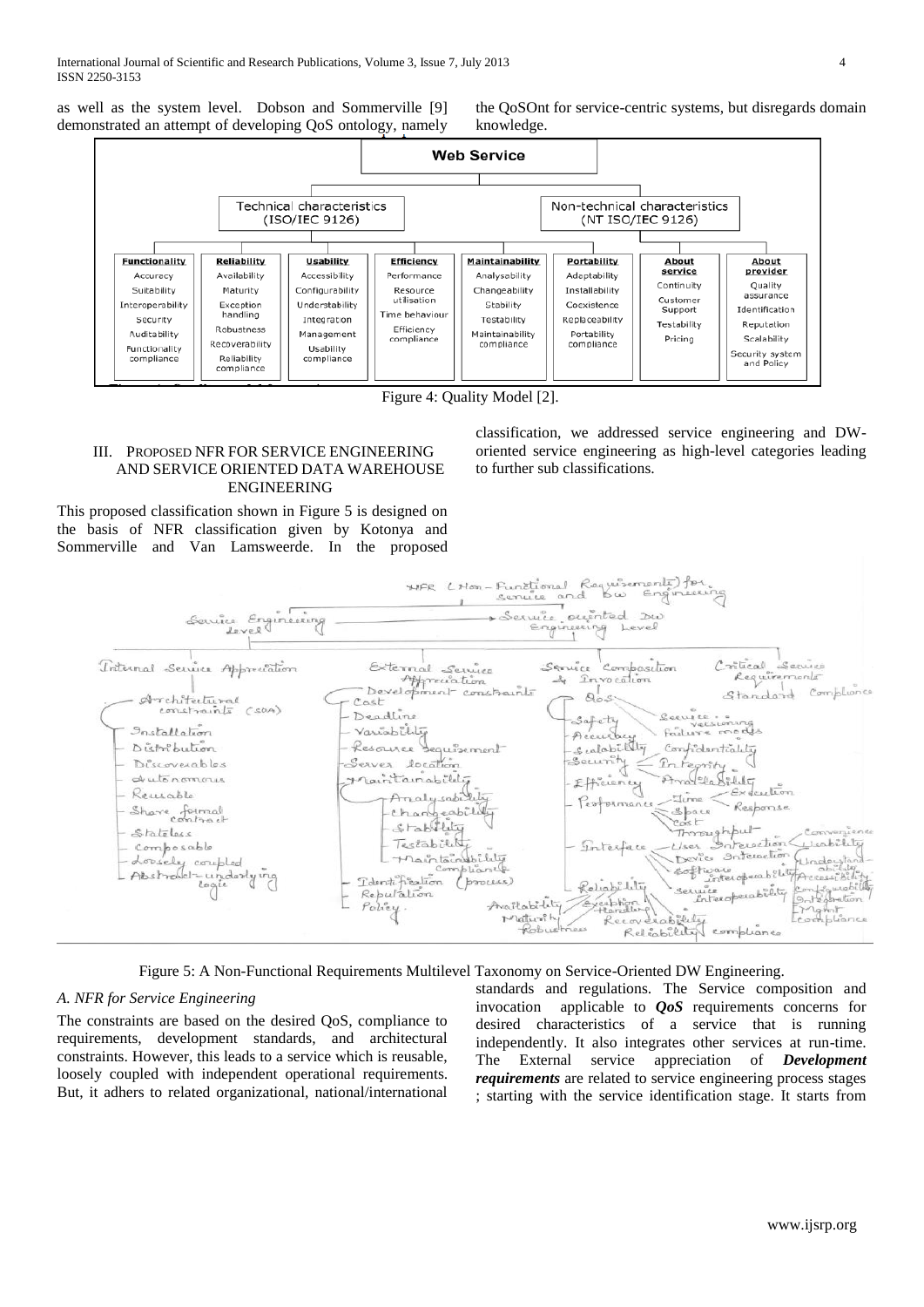as well as the system level. Dobson and Sommerville [9] demonstrated an attempt of developing QoS ontology, namely the QoSOnt for service-centric systems, but disregards domain knowledge.

Web Service

Technical characteristics (ISO/IEC 9126)

Non-technical characteristics (NT ISO/IEC 9126)

Functionality: Accuracy, Suitability, Interoperability, Security, Auditability, Functionality compliance

Reliability: Availability, Maturity, Exception handling, Robustness, Recoverability, Reliability compliance

Usability: Accessibility, Configurability, Understability, Integration, Management, Usability compliance

Efficiency: Performance, Resource utilisation, Time behaviour, Efficiency compliance

Maintainability: Analysability, Changeability, Stability, Testability, Maintainability compliance

Portability: Adaptability, Installability, Coexistence, Replaceability, Portability compliance

About service: Continuity, Customer Support, Testability, Pricing

About provider: Quality assurance, Identification, Reputation, Scalability, Security system and Policy

Figure 4: Quality Model [2].

## III. PROPOSED NFR FOR SERVICE ENGINEERING AND SERVICE ORIENTED DATA WAREHOUSE ENGINEERING

This proposed classification shown in Figure 5 is designed on the basis of NFR classification given by Kotonya and Sommerville and Van Lamsweerde. In the proposed classification, we addressed service engineering and DW-oriented service engineering as high-level categories leading to further sub classifications.

NFR (Non-Functional Requirements) for Service and DW Engineering

Service Engineering Level

Service oriented DW Engineering Level

Internal Service Appreciation: Architectural constraints (SOA), Installation, Distribution, Discoverables, Autonomous, Reusable, Share formal contract, Stateless, Composable, Loosely coupled, Abstract underlying logic

External Service Appreciation: Development constraints, Cost, Deadline, Variability, Resource Requirement, Server location, Maintainability, Analysability, Changeability, Stability, Testability, Maintainability Compliance, Identification (process), Reputation, Policy

Service Composition & Invocation: QoS, Safety, Accuracy, Scalability, Security, Efficiency, Performance, Interface, Reliability, Availability, Maturity, Robustness, Exception Handling, Recoverability, Reliability compliance

Critical Service Requirements: Standard Compliance, Service versioning, Failure modes, Confidentiality, Integrity, Availability, Execution, Time, Response, Space, Cost, Throughput, User Interaction, Device Interaction, Software interoperability, Service interoperability, Convenience, Usability, Understandability, Accessibility, Configurability, Integration, Mgmt, Compliance

Figure 5: A Non-Functional Requirements Multilevel Taxonomy on Service-Oriented DW Engineering.

### A. NFR for Service Engineering

The constraints are based on the desired QoS, compliance to requirements, development standards, and architectural constraints. However, this leads to a service which is reusable, loosely coupled with independent operational requirements. But, it adheres to related organizational, national/international standards and regulations. The Service composition and invocation applicable to ***QoS*** requirements concerns for desired characteristics of a service that is running independently. It also integrates other services at run-time. The External service appreciation of ***Development requirements*** are related to service engineering process stages ; starting with the service identification stage. It starts from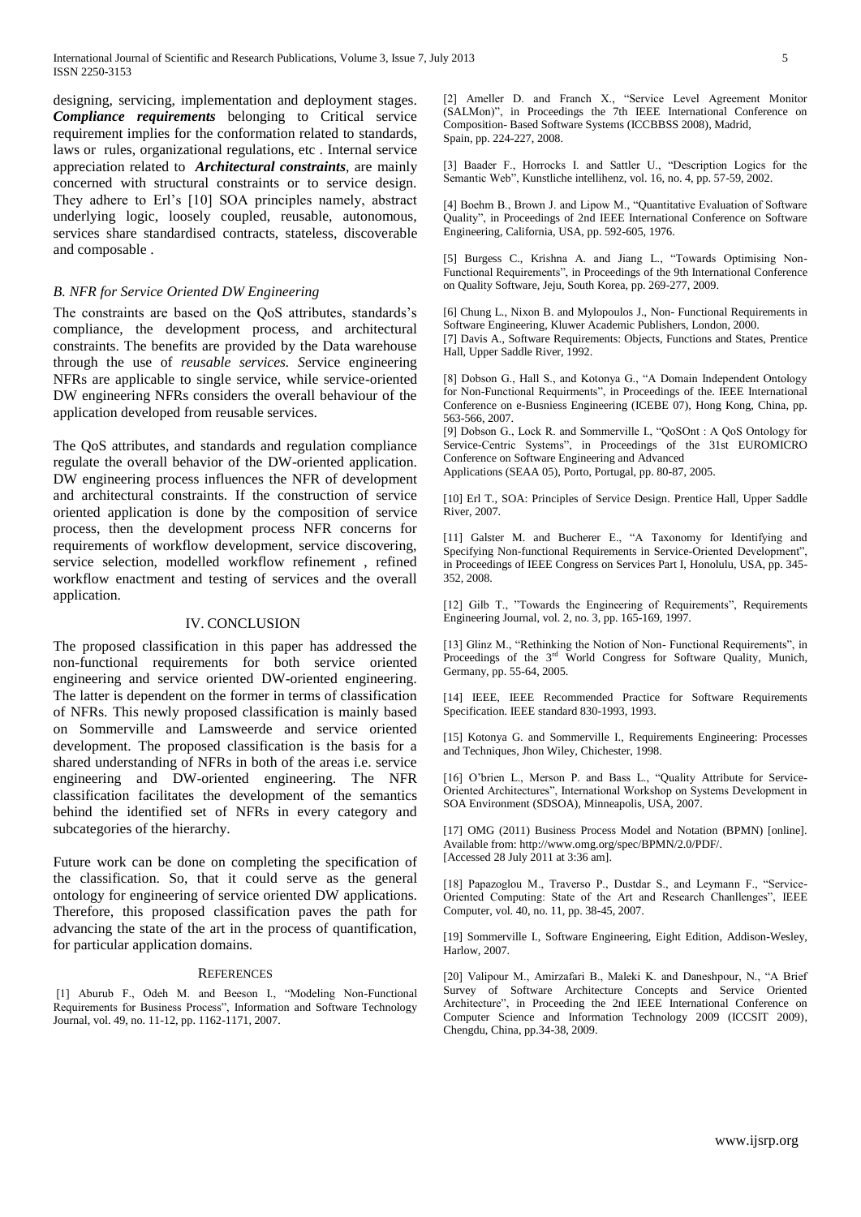designing, servicing, implementation and deployment stages. ***Compliance requirements*** belonging to Critical service requirement implies for the conformation related to standards, laws or rules, organizational regulations, etc . Internal service appreciation related to ***Architectural constraints***, are mainly concerned with structural constraints or to service design. They adhere to Erl's [10] SOA principles namely, abstract underlying logic, loosely coupled, reusable, autonomous, services share standardised contracts, stateless, discoverable and composable .

### *B. NFR for Service Oriented DW Engineering*

The constraints are based on the QoS attributes, standards's compliance, the development process, and architectural constraints. The benefits are provided by the Data warehouse through the use of *reusable services. S*ervice engineering NFRs are applicable to single service, while service-oriented DW engineering NFRs considers the overall behaviour of the application developed from reusable services.

The QoS attributes, and standards and regulation compliance regulate the overall behavior of the DW-oriented application. DW engineering process influences the NFR of development and architectural constraints. If the construction of service oriented application is done by the composition of service process, then the development process NFR concerns for requirements of workflow development, service discovering, service selection, modelled workflow refinement , refined workflow enactment and testing of services and the overall application.

## IV. CONCLUSION

The proposed classification in this paper has addressed the non-functional requirements for both service oriented engineering and service oriented DW-oriented engineering. The latter is dependent on the former in terms of classification of NFRs. This newly proposed classification is mainly based on Sommerville and Lamsweerde and service oriented development. The proposed classification is the basis for a shared understanding of NFRs in both of the areas i.e. service engineering and DW-oriented engineering. The NFR classification facilitates the development of the semantics behind the identified set of NFRs in every category and subcategories of the hierarchy.

Future work can be done on completing the specification of the classification. So, that it could serve as the general ontology for engineering of service oriented DW applications. Therefore, this proposed classification paves the path for advancing the state of the art in the process of quantification, for particular application domains.

## REFERENCES

[1] Aburub F., Odeh M. and Beeson I., "Modeling Non-Functional Requirements for Business Process", Information and Software Technology Journal, vol. 49, no. 11-12, pp. 1162-1171, 2007.

[2] Ameller D. and Franch X., "Service Level Agreement Monitor (SALMon)", in Proceedings the 7th IEEE International Conference on Composition- Based Software Systems (ICCBBSS 2008), Madrid, Spain, pp. 224-227, 2008.

[3] Baader F., Horrocks I. and Sattler U., "Description Logics for the Semantic Web", Kunstliche intellihenz, vol. 16, no. 4, pp. 57-59, 2002.

[4] Boehm B., Brown J. and Lipow M., "Quantitative Evaluation of Software Quality", in Proceedings of 2nd IEEE International Conference on Software Engineering, California, USA, pp. 592-605, 1976.

[5] Burgess C., Krishna A. and Jiang L., "Towards Optimising Non-Functional Requirements", in Proceedings of the 9th International Conference on Quality Software, Jeju, South Korea, pp. 269-277, 2009.

[6] Chung L., Nixon B. and Mylopoulos J., Non- Functional Requirements in Software Engineering, Kluwer Academic Publishers, London, 2000.

[7] Davis A., Software Requirements: Objects, Functions and States, Prentice Hall, Upper Saddle River, 1992.

[8] Dobson G., Hall S., and Kotonya G., "A Domain Independent Ontology for Non-Functional Requirments", in Proceedings of the. IEEE International Conference on e-Busniess Engineering (ICEBE 07), Hong Kong, China, pp. 563-566, 2007.

[9] Dobson G., Lock R. and Sommerville I., "QoSOnt : A QoS Ontology for Service-Centric Systems", in Proceedings of the 31st EUROMICRO Conference on Software Engineering and Advanced Applications (SEAA 05), Porto, Portugal, pp. 80-87, 2005.

[10] Erl T., SOA: Principles of Service Design. Prentice Hall, Upper Saddle River, 2007.

[11] Galster M. and Bucherer E., "A Taxonomy for Identifying and Specifying Non-functional Requirements in Service-Oriented Development", in Proceedings of IEEE Congress on Services Part I, Honolulu, USA, pp. 345-352, 2008.

[12] Gilb T., "Towards the Engineering of Requirements", Requirements Engineering Journal, vol. 2, no. 3, pp. 165-169, 1997.

[13] Glinz M., "Rethinking the Notion of Non- Functional Requirements", in Proceedings of the 3rd World Congress for Software Quality, Munich, Germany, pp. 55-64, 2005.

[14] IEEE, IEEE Recommended Practice for Software Requirements Specification. IEEE standard 830-1993, 1993.

[15] Kotonya G. and Sommerville I., Requirements Engineering: Processes and Techniques, Jhon Wiley, Chichester, 1998.

[16] O'brien L., Merson P. and Bass L., "Quality Attribute for Service-Oriented Architectures", International Workshop on Systems Development in SOA Environment (SDSOA), Minneapolis, USA, 2007.

[17] OMG (2011) Business Process Model and Notation (BPMN) [online]. Available from: http://www.omg.org/spec/BPMN/2.0/PDF/. [Accessed 28 July 2011 at 3:36 am].

[18] Papazoglou M., Traverso P., Dustdar S., and Leymann F., "Service-Oriented Computing: State of the Art and Research Chanllenges", IEEE Computer, vol. 40, no. 11, pp. 38-45, 2007.

[19] Sommerville I., Software Engineering, Eight Edition, Addison-Wesley, Harlow, 2007.

[20] Valipour M., Amirzafari B., Maleki K. and Daneshpour, N., "A Brief Survey of Software Architecture Concepts and Service Oriented Architecture", in Proceeding the 2nd IEEE International Conference on Computer Science and Information Technology 2009 (ICCSIT 2009), Chengdu, China, pp.34-38, 2009.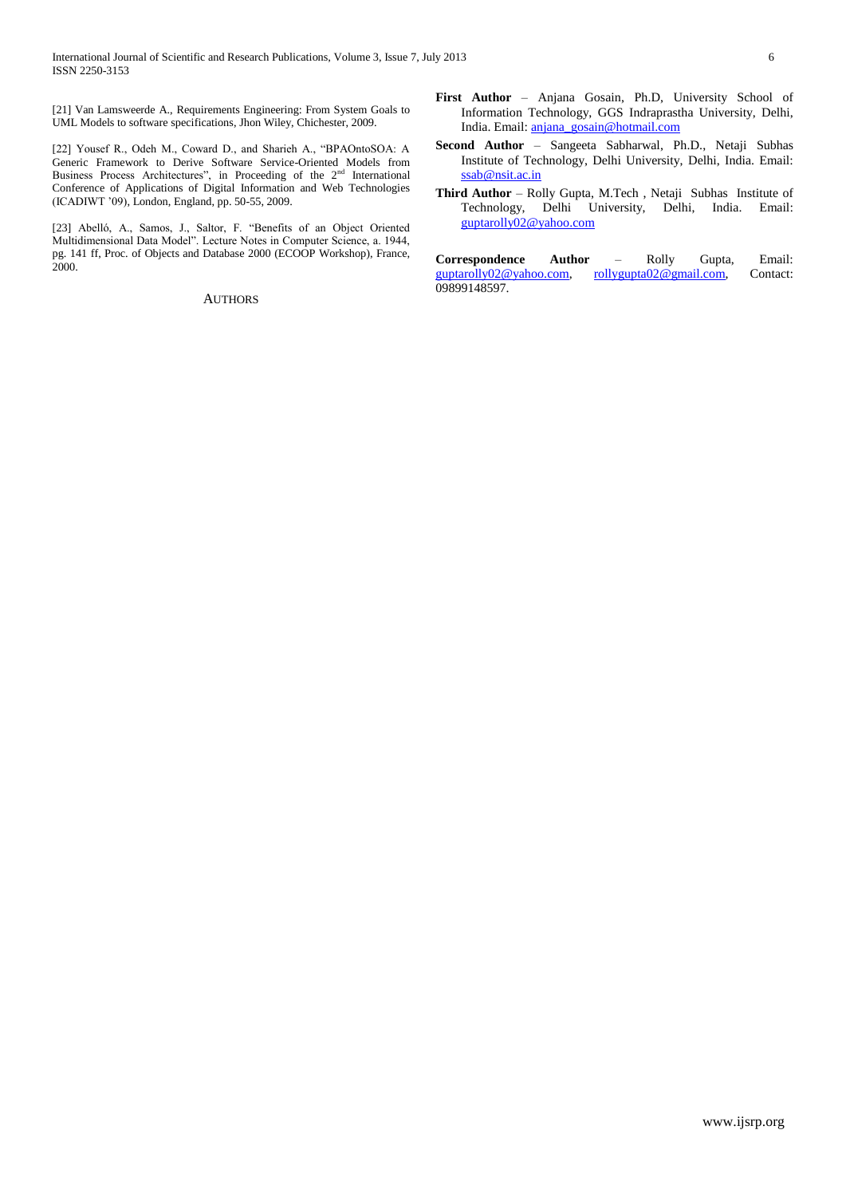[21] Van Lamsweerde A., Requirements Engineering: From System Goals to UML Models to software specifications, Jhon Wiley, Chichester, 2009.

[22] Yousef R., Odeh M., Coward D., and Sharieh A., "BPAOntoSOA: A Generic Framework to Derive Software Service-Oriented Models from Business Process Architectures", in Proceeding of the 2nd International Conference of Applications of Digital Information and Web Technologies (ICADIWT '09), London, England, pp. 50-55, 2009.

[23] Abelló, A., Samos, J., Saltor, F. "Benefits of an Object Oriented Multidimensional Data Model". Lecture Notes in Computer Science, a. 1944, pg. 141 ff, Proc. of Objects and Database 2000 (ECOOP Workshop), France, 2000.

## AUTHORS

**First Author** – Anjana Gosain, Ph.D, University School of Information Technology, GGS Indraprastha University, Delhi, India. Email: anjana_gosain@hotmail.com

**Second Author** – Sangeeta Sabharwal, Ph.D., Netaji Subhas Institute of Technology, Delhi University, Delhi, India. Email: ssab@nsit.ac.in

**Third Author** – Rolly Gupta, M.Tech , Netaji Subhas Institute of Technology, Delhi University, Delhi, India. Email: guptarolly02@yahoo.com

**Correspondence Author** – Rolly Gupta, Email: guptarolly02@yahoo.com, rollygupta02@gmail.com, Contact: 09899148597.